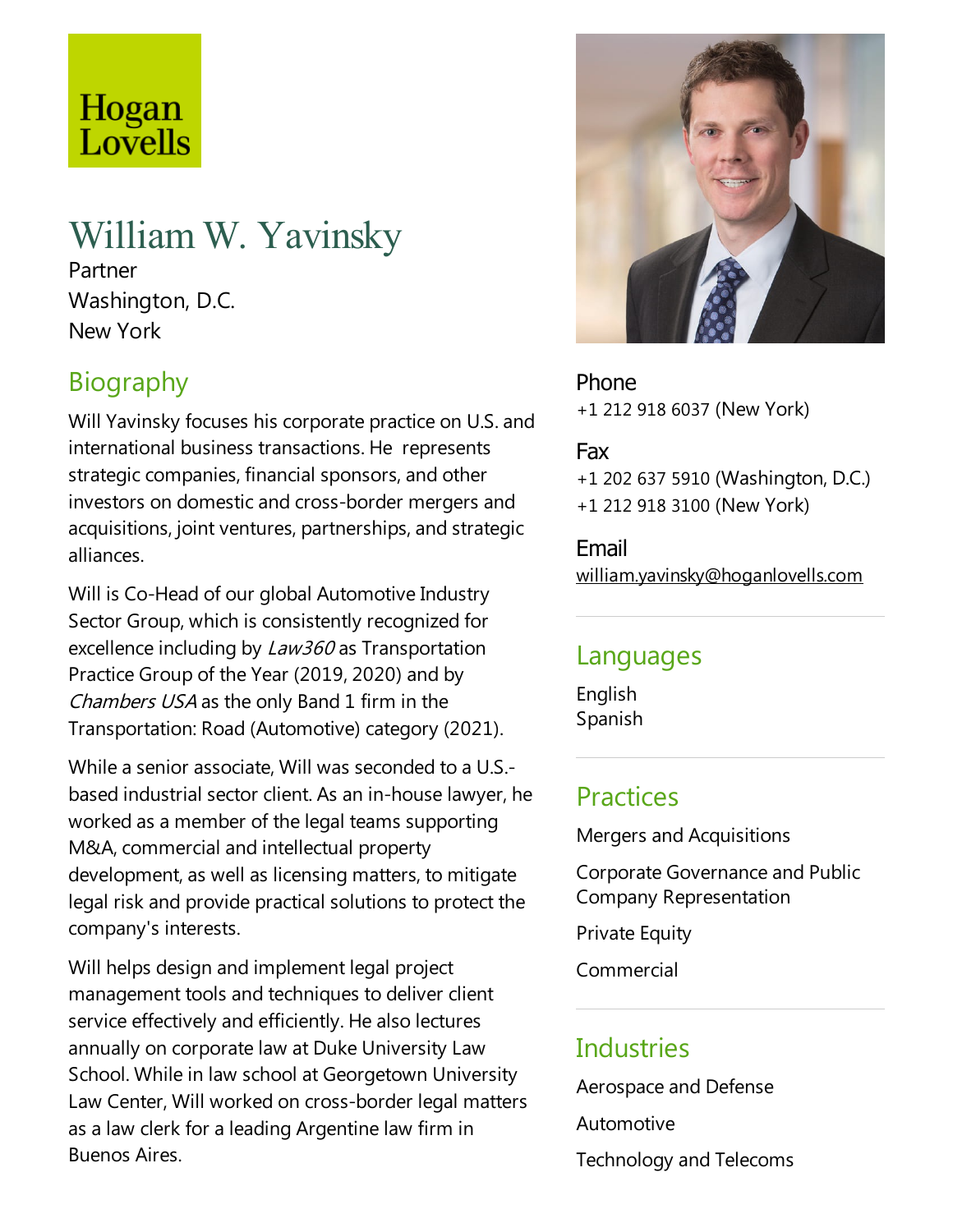Hogan Lovells

# William W. Yavinsky

Partner
Washington, D.C.
New York

## Biography

Will Yavinsky focuses his corporate practice on U.S. and international business transactions. He represents strategic companies, financial sponsors, and other investors on domestic and cross-border mergers and acquisitions, joint ventures, partnerships, and strategic alliances.

Will is Co-Head of our global Automotive Industry Sector Group, which is consistently recognized for excellence including by *Law360* as Transportation Practice Group of the Year (2019, 2020) and by *Chambers USA* as the only Band 1 firm in the Transportation: Road (Automotive) category (2021).

While a senior associate, Will was seconded to a U.S.-based industrial sector client. As an in-house lawyer, he worked as a member of the legal teams supporting M&A, commercial and intellectual property development, as well as licensing matters, to mitigate legal risk and provide practical solutions to protect the company's interests.

Will helps design and implement legal project management tools and techniques to deliver client service effectively and efficiently. He also lectures annually on corporate law at Duke University Law School. While in law school at Georgetown University Law Center, Will worked on cross-border legal matters as a law clerk for a leading Argentine law firm in Buenos Aires.

**Phone**
+1 212 918 6037 (New York)

**Fax**
+1 202 637 5910 (Washington, D.C.)
+1 212 918 3100 (New York)

**Email**
william.yavinsky@hoganlovells.com

## Languages

English
Spanish

## Practices

Mergers and Acquisitions

Corporate Governance and Public Company Representation

Private Equity

Commercial

## Industries

Aerospace and Defense

Automotive

Technology and Telecoms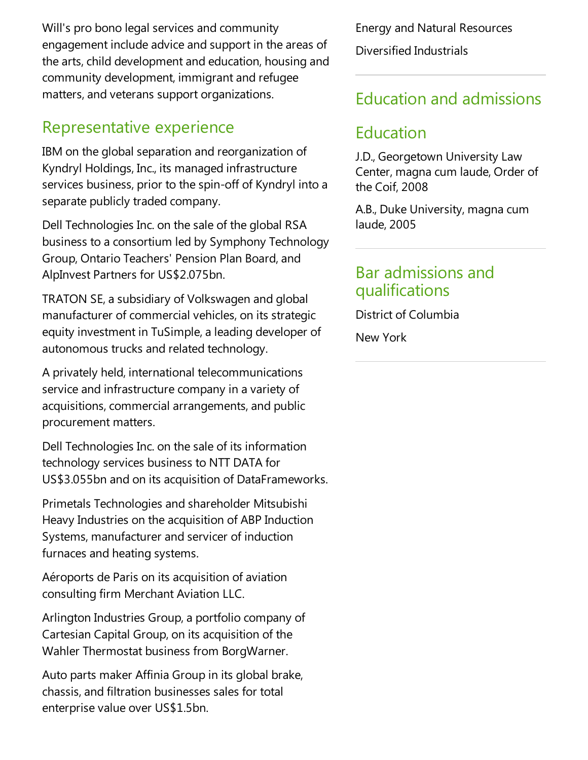Will's pro bono legal services and community engagement include advice and support in the areas of the arts, child development and education, housing and community development, immigrant and refugee matters, and veterans support organizations.

## Representative experience

IBM on the global separation and reorganization of Kyndryl Holdings, Inc., its managed infrastructure services business, prior to the spin-off of Kyndryl into a separate publicly traded company.

Dell Technologies Inc. on the sale of the global RSA business to a consortium led by Symphony Technology Group, Ontario Teachers' Pension Plan Board, and AlpInvest Partners for US$2.075bn.

TRATON SE, a subsidiary of Volkswagen and global manufacturer of commercial vehicles, on its strategic equity investment in TuSimple, a leading developer of autonomous trucks and related technology.

A privately held, international telecommunications service and infrastructure company in a variety of acquisitions, commercial arrangements, and public procurement matters.

Dell Technologies Inc. on the sale of its information technology services business to NTT DATA for US$3.055bn and on its acquisition of DataFrameworks.

Primetals Technologies and shareholder Mitsubishi Heavy Industries on the acquisition of ABP Induction Systems, manufacturer and servicer of induction furnaces and heating systems.

Aéroports de Paris on its acquisition of aviation consulting firm Merchant Aviation LLC.

Arlington Industries Group, a portfolio company of Cartesian Capital Group, on its acquisition of the Wahler Thermostat business from BorgWarner.

Auto parts maker Affinia Group in its global brake, chassis, and filtration businesses sales for total enterprise value over US$1.5bn.

Energy and Natural Resources

Diversified Industrials

## Education and admissions

## Education

J.D., Georgetown University Law Center, magna cum laude, Order of the Coif, 2008

A.B., Duke University, magna cum laude, 2005

## Bar admissions and qualifications

District of Columbia

New York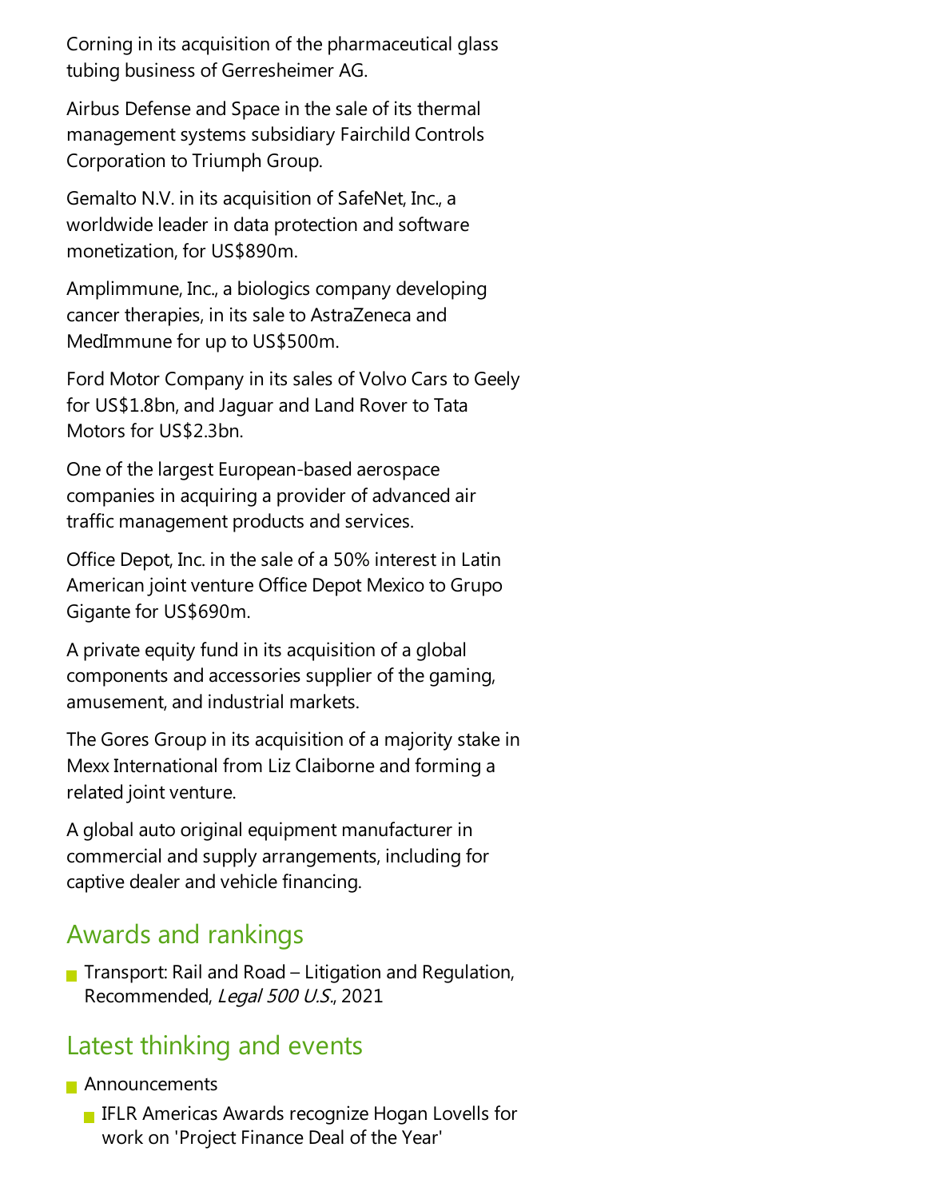Corning in its acquisition of the pharmaceutical glass tubing business of Gerresheimer AG.

Airbus Defense and Space in the sale of its thermal management systems subsidiary Fairchild Controls Corporation to Triumph Group.

Gemalto N.V. in its acquisition of SafeNet, Inc., a worldwide leader in data protection and software monetization, for US$890m.

Amplimmune, Inc., a biologics company developing cancer therapies, in its sale to AstraZeneca and MedImmune for up to US$500m.

Ford Motor Company in its sales of Volvo Cars to Geely for US$1.8bn, and Jaguar and Land Rover to Tata Motors for US$2.3bn.

One of the largest European-based aerospace companies in acquiring a provider of advanced air traffic management products and services.

Office Depot, Inc. in the sale of a 50% interest in Latin American joint venture Office Depot Mexico to Grupo Gigante for US$690m.

A private equity fund in its acquisition of a global components and accessories supplier of the gaming, amusement, and industrial markets.

The Gores Group in its acquisition of a majority stake in Mexx International from Liz Claiborne and forming a related joint venture.

A global auto original equipment manufacturer in commercial and supply arrangements, including for captive dealer and vehicle financing.

## Awards and rankings

- Transport: Rail and Road – Litigation and Regulation, Recommended, *Legal 500 U.S.*, 2021

## Latest thinking and events

- Announcements
  - IFLR Americas Awards recognize Hogan Lovells for work on 'Project Finance Deal of the Year'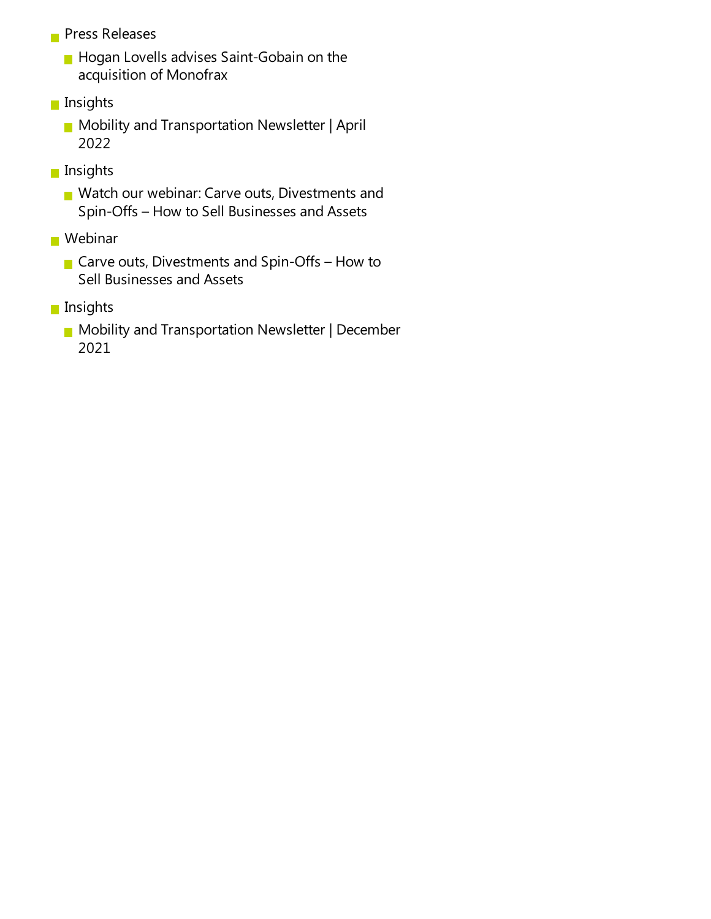- Press Releases
  - Hogan Lovells advises Saint-Gobain on the acquisition of Monofrax
- Insights
  - Mobility and Transportation Newsletter | April 2022
- Insights
  - Watch our webinar: Carve outs, Divestments and Spin-Offs – How to Sell Businesses and Assets
- Webinar
  - Carve outs, Divestments and Spin-Offs – How to Sell Businesses and Assets
- Insights
  - Mobility and Transportation Newsletter | December 2021